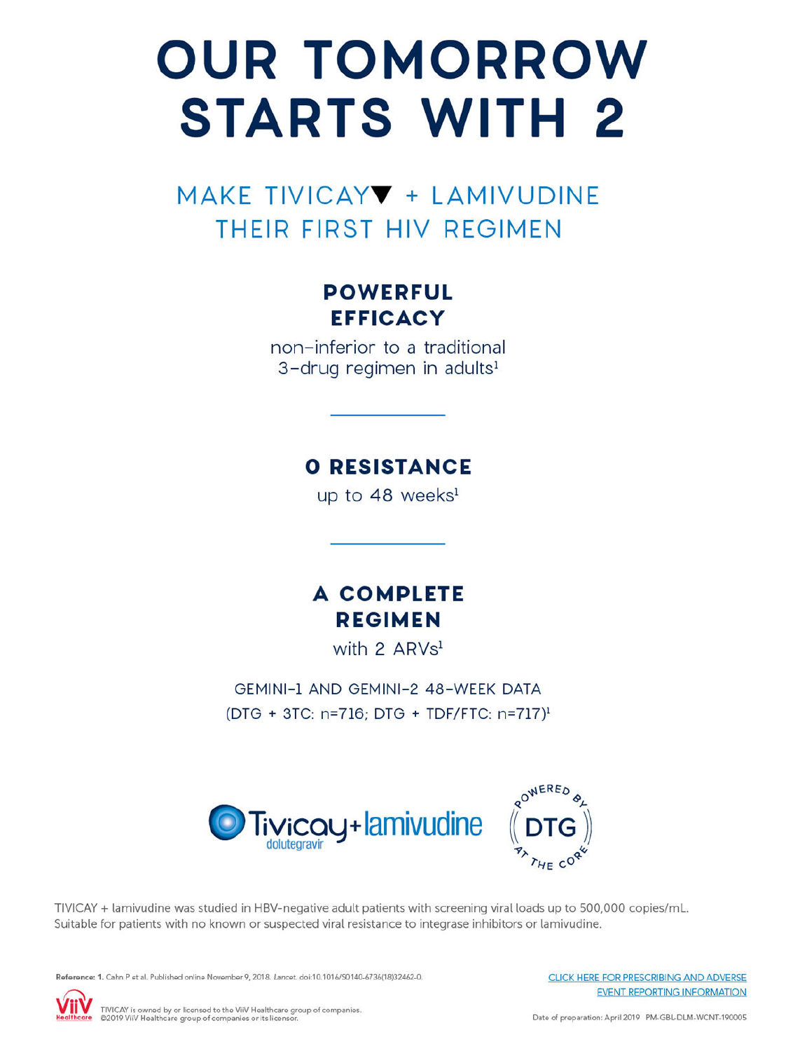# OUR TOMORROW STARTS WITH 2

## MAKE TIVICAY▼ + LAMIVUDINE THEIR FIRST HIV REGIMEN

### POWERFUL EFFICACY

non-inferior to a traditional 3-drug regimen in adults[1]

---

### 0 RESISTANCE

up to 48 weeks[1]

---

### A COMPLETE REGIMEN

with 2 ARVs[1]

GEMINI-1 AND GEMINI-2 48-WEEK DATA
(DTG + 3TC: n=716; DTG + TDF/FTC: n=717)[1]

Tivicay + lamivudine
dolutegravir

POWERED BY DTG AT THE CORE

TIVICAY + lamivudine was studied in HBV-negative adult patients with screening viral loads up to 500,000 copies/mL. Suitable for patients with no known or suspected viral resistance to integrase inhibitors or lamivudine.

**Reference:** 1. Cahn P et al. Published online November 9, 2018. *Lancet*. doi:10.1016/S0140-6736(18)32462-0.

CLICK HERE FOR PRESCRIBING AND ADVERSE EVENT REPORTING INFORMATION

ViiV Healthcare

TIVICAY is owned by or licensed to the ViiV Healthcare group of companies.
©2019 ViiV Healthcare group of companies or its licensor.

Date of preparation: April 2019 PM-GBL-DLM-WCNT-190005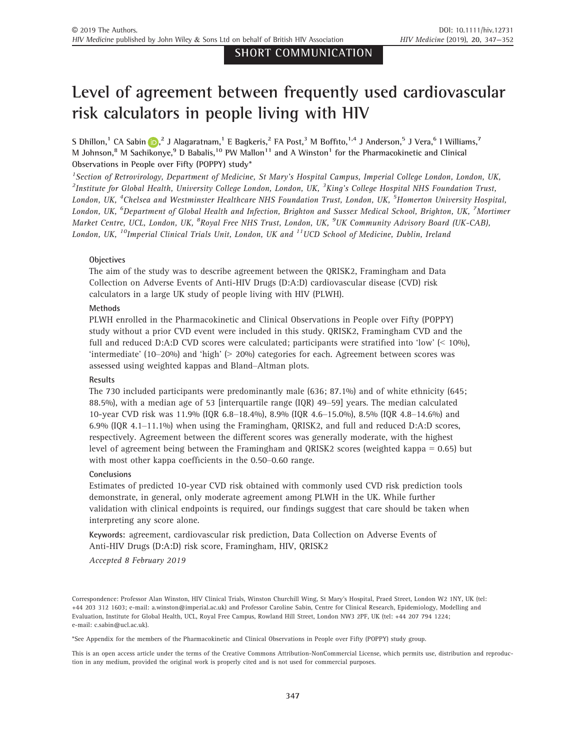SHORT COMMUNICATION

# Level of agreement between frequently used cardiovascular risk calculators in people living with HIV

S Dhillon,[1] CA Sabin,[2] J Alagaratnam,[1] E Bagkeris,[2] FA Post,[3] M Boffito,[1,4] J Anderson,[5] J Vera,[6] I Williams,[7] M Johnson,[8] M Sachikonye,[9] D Babalis,[10] PW Mallon[11] and A Winston[1] for the Pharmacokinetic and Clinical Observations in People over Fifty (POPPY) study*

*[1]Section of Retrovirology, Department of Medicine, St Mary's Hospital Campus, Imperial College London, London, UK, [2]Institute for Global Health, University College London, London, UK, [3]King's College Hospital NHS Foundation Trust, London, UK, [4]Chelsea and Westminster Healthcare NHS Foundation Trust, London, UK, [5]Homerton University Hospital, London, UK, [6]Department of Global Health and Infection, Brighton and Sussex Medical School, Brighton, UK, [7]Mortimer Market Centre, UCL, London, UK, [8]Royal Free NHS Trust, London, UK, [9]UK Community Advisory Board (UK-CAB), London, UK, [10]Imperial Clinical Trials Unit, London, UK and [11]UCD School of Medicine, Dublin, Ireland*

### Objectives

The aim of the study was to describe agreement between the QRISK2, Framingham and Data Collection on Adverse Events of Anti-HIV Drugs (D:A:D) cardiovascular disease (CVD) risk calculators in a large UK study of people living with HIV (PLWH).

### Methods

PLWH enrolled in the Pharmacokinetic and Clinical Observations in People over Fifty (POPPY) study without a prior CVD event were included in this study. QRISK2, Framingham CVD and the full and reduced D:A:D CVD scores were calculated; participants were stratified into 'low' (< 10%), 'intermediate' (10–20%) and 'high' (> 20%) categories for each. Agreement between scores was assessed using weighted kappas and Bland–Altman plots.

### Results

The 730 included participants were predominantly male (636; 87.1%) and of white ethnicity (645; 88.5%), with a median age of 53 [interquartile range (IQR) 49–59] years. The median calculated 10-year CVD risk was 11.9% (IQR 6.8–18.4%), 8.9% (IQR 4.6–15.0%), 8.5% (IQR 4.8–14.6%) and 6.9% (IQR 4.1–11.1%) when using the Framingham, QRISK2, and full and reduced D:A:D scores, respectively. Agreement between the different scores was generally moderate, with the highest level of agreement being between the Framingham and QRISK2 scores (weighted kappa = 0.65) but with most other kappa coefficients in the 0.50–0.60 range.

### Conclusions

Estimates of predicted 10-year CVD risk obtained with commonly used CVD risk prediction tools demonstrate, in general, only moderate agreement among PLWH in the UK. While further validation with clinical endpoints is required, our findings suggest that care should be taken when interpreting any score alone.

**Keywords:** agreement, cardiovascular risk prediction, Data Collection on Adverse Events of Anti-HIV Drugs (D:A:D) risk score, Framingham, HIV, QRISK2

*Accepted 8 February 2019*

Correspondence: Professor Alan Winston, HIV Clinical Trials, Winston Churchill Wing, St Mary's Hospital, Praed Street, London W2 1NY, UK (tel: +44 203 312 1603; e-mail: a.winston@imperial.ac.uk) and Professor Caroline Sabin, Centre for Clinical Research, Epidemiology, Modelling and Evaluation, Institute for Global Health, UCL, Royal Free Campus, Rowland Hill Street, London NW3 2PF, UK (tel: +44 207 794 1224; e-mail: c.sabin@ucl.ac.uk).

*See Appendix for the members of the Pharmacokinetic and Clinical Observations in People over Fifty (POPPY) study group.

This is an open access article under the terms of the Creative Commons Attribution-NonCommercial License, which permits use, distribution and reproduction in any medium, provided the original work is properly cited and is not used for commercial purposes.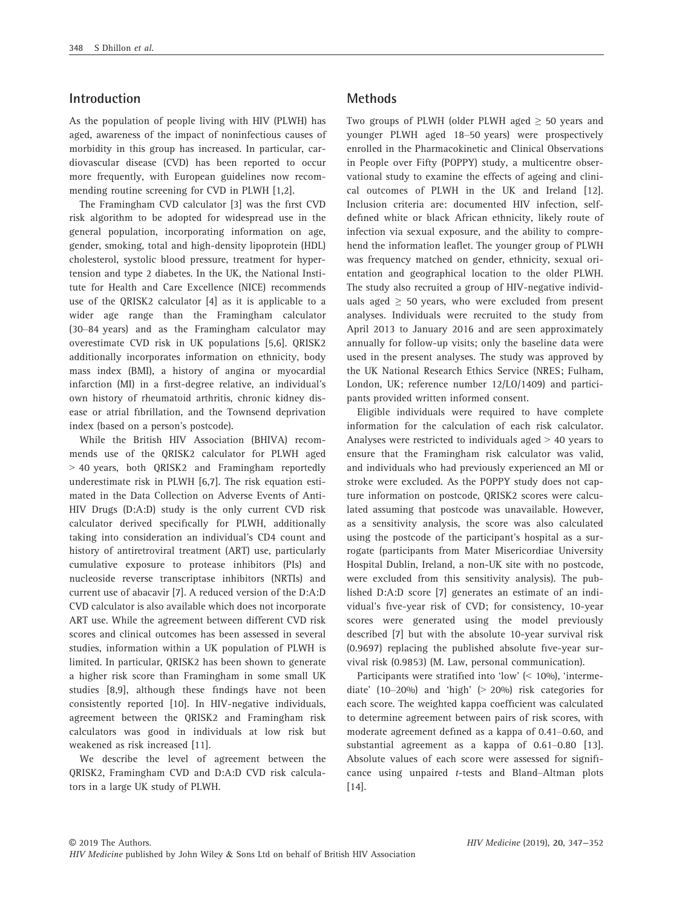## Introduction

As the population of people living with HIV (PLWH) has aged, awareness of the impact of noninfectious causes of morbidity in this group has increased. In particular, cardiovascular disease (CVD) has been reported to occur more frequently, with European guidelines now recommending routine screening for CVD in PLWH [1,2].

The Framingham CVD calculator [3] was the first CVD risk algorithm to be adopted for widespread use in the general population, incorporating information on age, gender, smoking, total and high-density lipoprotein (HDL) cholesterol, systolic blood pressure, treatment for hypertension and type 2 diabetes. In the UK, the National Institute for Health and Care Excellence (NICE) recommends use of the QRISK2 calculator [4] as it is applicable to a wider age range than the Framingham calculator (30–84 years) and as the Framingham calculator may overestimate CVD risk in UK populations [5,6]. QRISK2 additionally incorporates information on ethnicity, body mass index (BMI), a history of angina or myocardial infarction (MI) in a first-degree relative, an individual's own history of rheumatoid arthritis, chronic kidney disease or atrial fibrillation, and the Townsend deprivation index (based on a person's postcode).

While the British HIV Association (BHIVA) recommends use of the QRISK2 calculator for PLWH aged > 40 years, both QRISK2 and Framingham reportedly underestimate risk in PLWH [6,7]. The risk equation estimated in the Data Collection on Adverse Events of Anti-HIV Drugs (D:A:D) study is the only current CVD risk calculator derived specifically for PLWH, additionally taking into consideration an individual's CD4 count and history of antiretroviral treatment (ART) use, particularly cumulative exposure to protease inhibitors (PIs) and nucleoside reverse transcriptase inhibitors (NRTIs) and current use of abacavir [7]. A reduced version of the D:A:D CVD calculator is also available which does not incorporate ART use. While the agreement between different CVD risk scores and clinical outcomes has been assessed in several studies, information within a UK population of PLWH is limited. In particular, QRISK2 has been shown to generate a higher risk score than Framingham in some small UK studies [8,9], although these findings have not been consistently reported [10]. In HIV-negative individuals, agreement between the QRISK2 and Framingham risk calculators was good in individuals at low risk but weakened as risk increased [11].

We describe the level of agreement between the QRISK2, Framingham CVD and D:A:D CVD risk calculators in a large UK study of PLWH.

## Methods

Two groups of PLWH (older PLWH aged ≥ 50 years and younger PLWH aged 18–50 years) were prospectively enrolled in the Pharmacokinetic and Clinical Observations in People over Fifty (POPPY) study, a multicentre observational study to examine the effects of ageing and clinical outcomes of PLWH in the UK and Ireland [12]. Inclusion criteria are: documented HIV infection, self-defined white or black African ethnicity, likely route of infection via sexual exposure, and the ability to comprehend the information leaflet. The younger group of PLWH was frequency matched on gender, ethnicity, sexual orientation and geographical location to the older PLWH. The study also recruited a group of HIV-negative individuals aged ≥ 50 years, who were excluded from present analyses. Individuals were recruited to the study from April 2013 to January 2016 and are seen approximately annually for follow-up visits; only the baseline data were used in the present analyses. The study was approved by the UK National Research Ethics Service (NRES; Fulham, London, UK; reference number 12/LO/1409) and participants provided written informed consent.

Eligible individuals were required to have complete information for the calculation of each risk calculator. Analyses were restricted to individuals aged > 40 years to ensure that the Framingham risk calculator was valid, and individuals who had previously experienced an MI or stroke were excluded. As the POPPY study does not capture information on postcode, QRISK2 scores were calculated assuming that postcode was unavailable. However, as a sensitivity analysis, the score was also calculated using the postcode of the participant's hospital as a surrogate (participants from Mater Misericordiae University Hospital Dublin, Ireland, a non-UK site with no postcode, were excluded from this sensitivity analysis). The published D:A:D score [7] generates an estimate of an individual's five-year risk of CVD; for consistency, 10-year scores were generated using the model previously described [7] but with the absolute 10-year survival risk (0.9697) replacing the published absolute five-year survival risk (0.9853) (M. Law, personal communication).

Participants were stratified into 'low' (< 10%), 'intermediate' (10–20%) and 'high' (> 20%) risk categories for each score. The weighted kappa coefficient was calculated to determine agreement between pairs of risk scores, with moderate agreement defined as a kappa of 0.41–0.60, and substantial agreement as a kappa of 0.61–0.80 [13]. Absolute values of each score were assessed for significance using unpaired *t*-tests and Bland–Altman plots [14].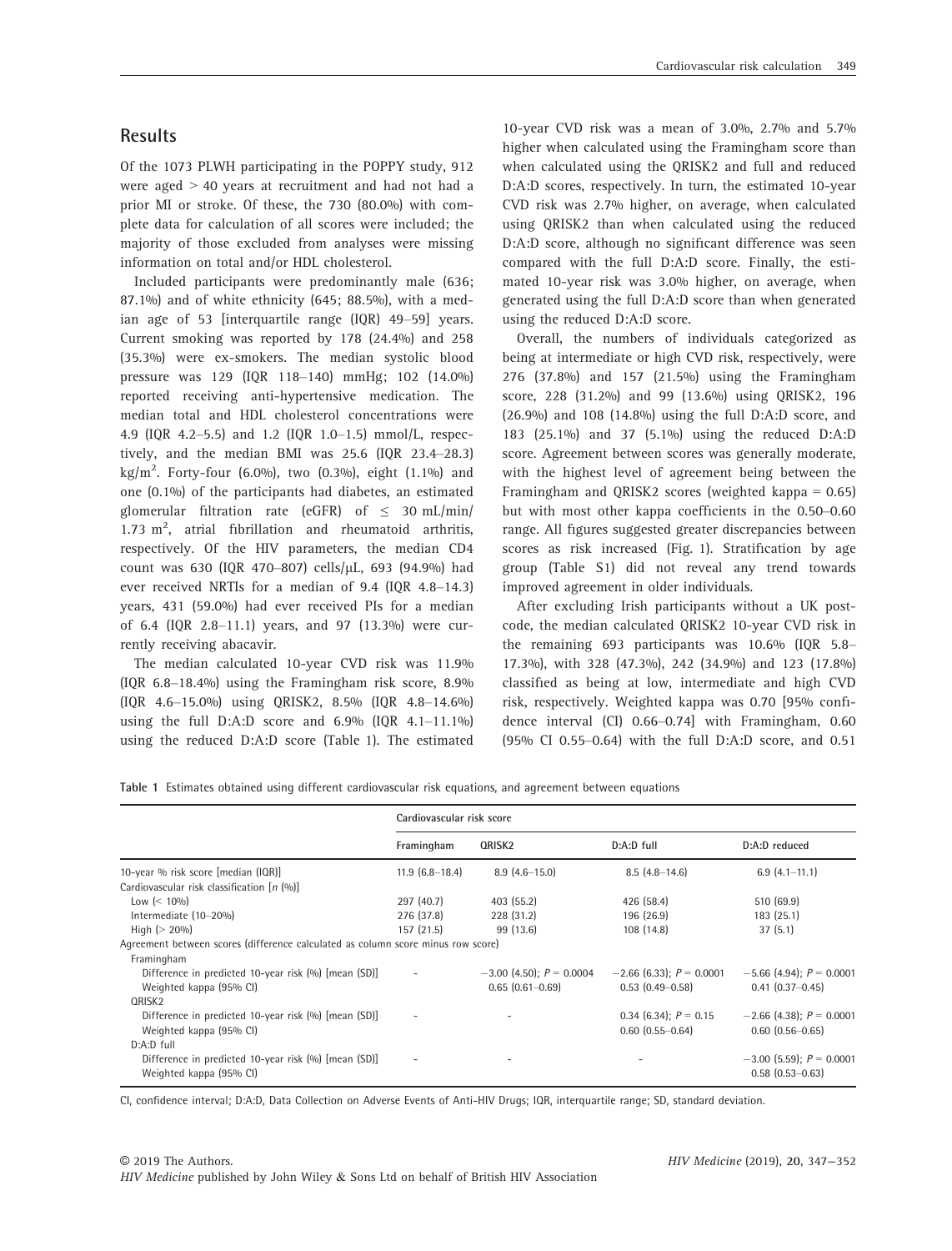## Results

Of the 1073 PLWH participating in the POPPY study, 912 were aged > 40 years at recruitment and had not had a prior MI or stroke. Of these, the 730 (80.0%) with complete data for calculation of all scores were included; the majority of those excluded from analyses were missing information on total and/or HDL cholesterol.

Included participants were predominantly male (636; 87.1%) and of white ethnicity (645; 88.5%), with a median age of 53 [interquartile range (IQR) 49–59] years. Current smoking was reported by 178 (24.4%) and 258 (35.3%) were ex-smokers. The median systolic blood pressure was 129 (IQR 118–140) mmHg; 102 (14.0%) reported receiving anti-hypertensive medication. The median total and HDL cholesterol concentrations were 4.9 (IQR 4.2–5.5) and 1.2 (IQR 1.0–1.5) mmol/L, respectively, and the median BMI was 25.6 (IQR 23.4–28.3) kg/m$^2$. Forty-four (6.0%), two (0.3%), eight (1.1%) and one (0.1%) of the participants had diabetes, an estimated glomerular filtration rate (eGFR) of ≤ 30 mL/min/1.73 m$^2$, atrial fibrillation and rheumatoid arthritis, respectively. Of the HIV parameters, the median CD4 count was 630 (IQR 470–807) cells/μL, 693 (94.9%) had ever received NRTIs for a median of 9.4 (IQR 4.8–14.3) years, 431 (59.0%) had ever received PIs for a median of 6.4 (IQR 2.8–11.1) years, and 97 (13.3%) were currently receiving abacavir.

The median calculated 10-year CVD risk was 11.9% (IQR 6.8–18.4%) using the Framingham risk score, 8.9% (IQR 4.6–15.0%) using QRISK2, 8.5% (IQR 4.8–14.6%) using the full D:A:D score and 6.9% (IQR 4.1–11.1%) using the reduced D:A:D score (Table 1). The estimated 10-year CVD risk was a mean of 3.0%, 2.7% and 5.7% higher when calculated using the Framingham score than when calculated using the QRISK2 and full and reduced D:A:D scores, respectively. In turn, the estimated 10-year CVD risk was 2.7% higher, on average, when calculated using QRISK2 than when calculated using the reduced D:A:D score, although no significant difference was seen compared with the full D:A:D score. Finally, the estimated 10-year risk was 3.0% higher, on average, when generated using the full D:A:D score than when generated using the reduced D:A:D score.

Overall, the numbers of individuals categorized as being at intermediate or high CVD risk, respectively, were 276 (37.8%) and 157 (21.5%) using the Framingham score, 228 (31.2%) and 99 (13.6%) using QRISK2, 196 (26.9%) and 108 (14.8%) using the full D:A:D score, and 183 (25.1%) and 37 (5.1%) using the reduced D:A:D score. Agreement between scores was generally moderate, with the highest level of agreement being between the Framingham and QRISK2 scores (weighted kappa = 0.65) but with most other kappa coefficients in the 0.50–0.60 range. All figures suggested greater discrepancies between scores as risk increased (Fig. 1). Stratification by age group (Table S1) did not reveal any trend towards improved agreement in older individuals.

After excluding Irish participants without a UK postcode, the median calculated QRISK2 10-year CVD risk in the remaining 693 participants was 10.6% (IQR 5.8–17.3%), with 328 (47.3%), 242 (34.9%) and 123 (17.8%) classified as being at low, intermediate and high CVD risk, respectively. Weighted kappa was 0.70 [95% confidence interval (CI) 0.66–0.74] with Framingham, 0.60 (95% CI 0.55–0.64) with the full D:A:D score, and 0.51

**Table 1** Estimates obtained using different cardiovascular risk equations, and agreement between equations

| | Cardiovascular risk score | | | |
|---|---|---|---|---|
| | Framingham | QRISK2 | D:A:D full | D:A:D reduced |
| 10-year % risk score [median (IQR)] | 11.9 (6.8–18.4) | 8.9 (4.6–15.0) | 8.5 (4.8–14.6) | 6.9 (4.1–11.1) |
| Cardiovascular risk classification [n (%)] | | | | |
| Low (< 10%) | 297 (40.7) | 403 (55.2) | 426 (58.4) | 510 (69.9) |
| Intermediate (10–20%) | 276 (37.8) | 228 (31.2) | 196 (26.9) | 183 (25.1) |
| High (> 20%) | 157 (21.5) | 99 (13.6) | 108 (14.8) | 37 (5.1) |
| Agreement between scores (difference calculated as column score minus row score) | | | | |
| Framingham | | | | |
| Difference in predicted 10-year risk (%) [mean (SD)] | - | −3.00 (4.50); $P = 0.0004$ | −2.66 (6.33); $P = 0.0001$ | −5.66 (4.94); $P = 0.0001$ |
| Weighted kappa (95% CI) | | 0.65 (0.61–0.69) | 0.53 (0.49–0.58) | 0.41 (0.37–0.45) |
| QRISK2 | | | | |
| Difference in predicted 10-year risk (%) [mean (SD)] | - | - | 0.34 (6.34); $P = 0.15$ | −2.66 (4.38); $P = 0.0001$ |
| Weighted kappa (95% CI) | | | 0.60 (0.55–0.64) | 0.60 (0.56–0.65) |
| D:A:D full | | | | |
| Difference in predicted 10-year risk (%) [mean (SD)] | - | - | - | −3.00 (5.59); $P = 0.0001$ |
| Weighted kappa (95% CI) | | | | 0.58 (0.53–0.63) |

CI, confidence interval; D:A:D, Data Collection on Adverse Events of Anti-HIV Drugs; IQR, interquartile range; SD, standard deviation.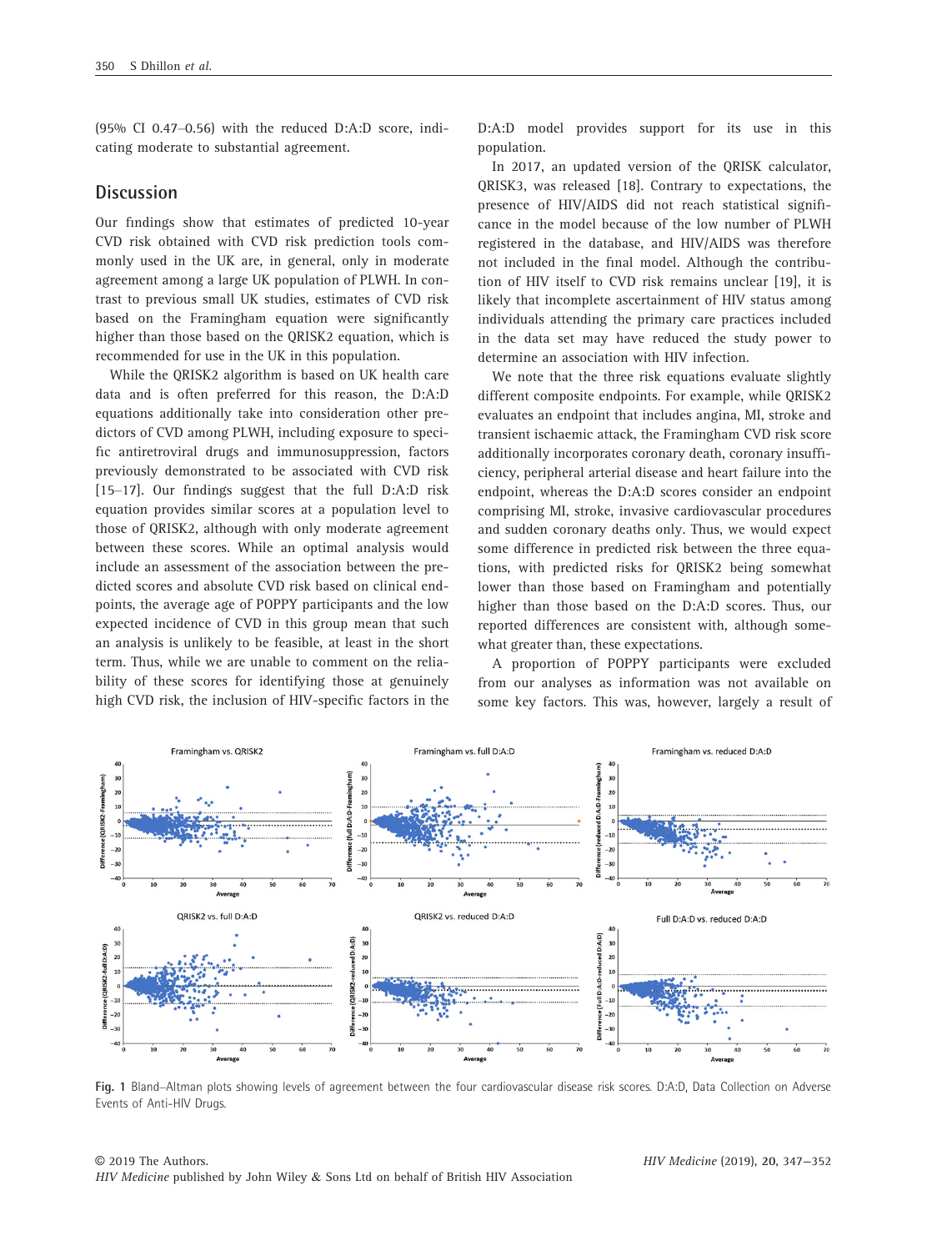(95% CI 0.47–0.56) with the reduced D:A:D score, indicating moderate to substantial agreement.

## Discussion

Our findings show that estimates of predicted 10-year CVD risk obtained with CVD risk prediction tools commonly used in the UK are, in general, only in moderate agreement among a large UK population of PLWH. In contrast to previous small UK studies, estimates of CVD risk based on the Framingham equation were significantly higher than those based on the QRISK2 equation, which is recommended for use in the UK in this population.

While the QRISK2 algorithm is based on UK health care data and is often preferred for this reason, the D:A:D equations additionally take into consideration other predictors of CVD among PLWH, including exposure to specific antiretroviral drugs and immunosuppression, factors previously demonstrated to be associated with CVD risk [15–17]. Our findings suggest that the full D:A:D risk equation provides similar scores at a population level to those of QRISK2, although with only moderate agreement between these scores. While an optimal analysis would include an assessment of the association between the predicted scores and absolute CVD risk based on clinical endpoints, the average age of POPPY participants and the low expected incidence of CVD in this group mean that such an analysis is unlikely to be feasible, at least in the short term. Thus, while we are unable to comment on the reliability of these scores for identifying those at genuinely high CVD risk, the inclusion of HIV-specific factors in the D:A:D model provides support for its use in this population.

In 2017, an updated version of the QRISK calculator, QRISK3, was released [18]. Contrary to expectations, the presence of HIV/AIDS did not reach statistical significance in the model because of the low number of PLWH registered in the database, and HIV/AIDS was therefore not included in the final model. Although the contribution of HIV itself to CVD risk remains unclear [19], it is likely that incomplete ascertainment of HIV status among individuals attending the primary care practices included in the data set may have reduced the study power to determine an association with HIV infection.

We note that the three risk equations evaluate slightly different composite endpoints. For example, while QRISK2 evaluates an endpoint that includes angina, MI, stroke and transient ischaemic attack, the Framingham CVD risk score additionally incorporates coronary death, coronary insufficiency, peripheral arterial disease and heart failure into the endpoint, whereas the D:A:D scores consider an endpoint comprising MI, stroke, invasive cardiovascular procedures and sudden coronary deaths only. Thus, we would expect some difference in predicted risk between the three equations, with predicted risks for QRISK2 being somewhat lower than those based on Framingham and potentially higher than those based on the D:A:D scores. Thus, our reported differences are consistent with, although somewhat greater than, these expectations.

A proportion of POPPY participants were excluded from our analyses as information was not available on some key factors. This was, however, largely a result of

**Fig. 1** Bland–Altman plots showing levels of agreement between the four cardiovascular disease risk scores. D:A:D, Data Collection on Adverse Events of Anti-HIV Drugs.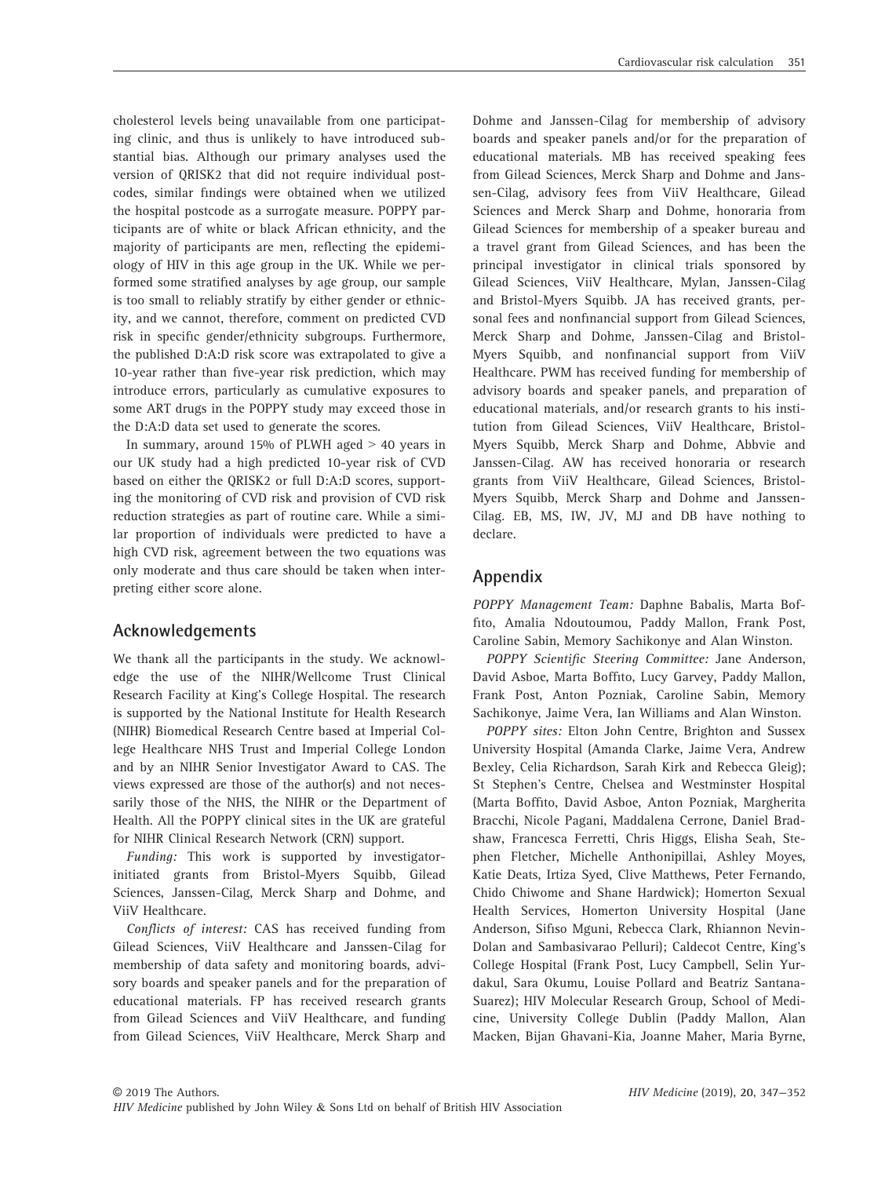cholesterol levels being unavailable from one participating clinic, and thus is unlikely to have introduced substantial bias. Although our primary analyses used the version of QRISK2 that did not require individual postcodes, similar findings were obtained when we utilized the hospital postcode as a surrogate measure. POPPY participants are of white or black African ethnicity, and the majority of participants are men, reflecting the epidemiology of HIV in this age group in the UK. While we performed some stratified analyses by age group, our sample is too small to reliably stratify by either gender or ethnicity, and we cannot, therefore, comment on predicted CVD risk in specific gender/ethnicity subgroups. Furthermore, the published D:A:D risk score was extrapolated to give a 10-year rather than five-year risk prediction, which may introduce errors, particularly as cumulative exposures to some ART drugs in the POPPY study may exceed those in the D:A:D data set used to generate the scores.

In summary, around 15% of PLWH aged > 40 years in our UK study had a high predicted 10-year risk of CVD based on either the QRISK2 or full D:A:D scores, supporting the monitoring of CVD risk and provision of CVD risk reduction strategies as part of routine care. While a similar proportion of individuals were predicted to have a high CVD risk, agreement between the two equations was only moderate and thus care should be taken when interpreting either score alone.

## Acknowledgements

We thank all the participants in the study. We acknowledge the use of the NIHR/Wellcome Trust Clinical Research Facility at King's College Hospital. The research is supported by the National Institute for Health Research (NIHR) Biomedical Research Centre based at Imperial College Healthcare NHS Trust and Imperial College London and by an NIHR Senior Investigator Award to CAS. The views expressed are those of the author(s) and not necessarily those of the NHS, the NIHR or the Department of Health. All the POPPY clinical sites in the UK are grateful for NIHR Clinical Research Network (CRN) support.

*Funding:* This work is supported by investigator-initiated grants from Bristol-Myers Squibb, Gilead Sciences, Janssen-Cilag, Merck Sharp and Dohme, and ViiV Healthcare.

*Conflicts of interest:* CAS has received funding from Gilead Sciences, ViiV Healthcare and Janssen-Cilag for membership of data safety and monitoring boards, advisory boards and speaker panels and for the preparation of educational materials. FP has received research grants from Gilead Sciences and ViiV Healthcare, and funding from Gilead Sciences, ViiV Healthcare, Merck Sharp and Dohme and Janssen-Cilag for membership of advisory boards and speaker panels and/or for the preparation of educational materials. MB has received speaking fees from Gilead Sciences, Merck Sharp and Dohme and Janssen-Cilag, advisory fees from ViiV Healthcare, Gilead Sciences and Merck Sharp and Dohme, honoraria from Gilead Sciences for membership of a speaker bureau and a travel grant from Gilead Sciences, and has been the principal investigator in clinical trials sponsored by Gilead Sciences, ViiV Healthcare, Mylan, Janssen-Cilag and Bristol-Myers Squibb. JA has received grants, personal fees and nonfinancial support from Gilead Sciences, Merck Sharp and Dohme, Janssen-Cilag and Bristol-Myers Squibb, and nonfinancial support from ViiV Healthcare. PWM has received funding for membership of advisory boards and speaker panels, and preparation of educational materials, and/or research grants to his institution from Gilead Sciences, ViiV Healthcare, Bristol-Myers Squibb, Merck Sharp and Dohme, Abbvie and Janssen-Cilag. AW has received honoraria or research grants from ViiV Healthcare, Gilead Sciences, Bristol-Myers Squibb, Merck Sharp and Dohme and Janssen-Cilag. EB, MS, IW, JV, MJ and DB have nothing to declare.

## Appendix

*POPPY Management Team:* Daphne Babalis, Marta Boffito, Amalia Ndoutoumou, Paddy Mallon, Frank Post, Caroline Sabin, Memory Sachikonye and Alan Winston.

*POPPY Scientific Steering Committee:* Jane Anderson, David Asboe, Marta Boffito, Lucy Garvey, Paddy Mallon, Frank Post, Anton Pozniak, Caroline Sabin, Memory Sachikonye, Jaime Vera, Ian Williams and Alan Winston.

*POPPY sites:* Elton John Centre, Brighton and Sussex University Hospital (Amanda Clarke, Jaime Vera, Andrew Bexley, Celia Richardson, Sarah Kirk and Rebecca Gleig); St Stephen's Centre, Chelsea and Westminster Hospital (Marta Boffito, David Asboe, Anton Pozniak, Margherita Bracchi, Nicole Pagani, Maddalena Cerrone, Daniel Bradshaw, Francesca Ferretti, Chris Higgs, Elisha Seah, Stephen Fletcher, Michelle Anthonipillai, Ashley Moyes, Katie Deats, Irtiza Syed, Clive Matthews, Peter Fernando, Chido Chiwome and Shane Hardwick); Homerton Sexual Health Services, Homerton University Hospital (Jane Anderson, Sifiso Mguni, Rebecca Clark, Rhiannon Nevin-Dolan and Sambasivarao Pelluri); Caldecot Centre, King's College Hospital (Frank Post, Lucy Campbell, Selin Yurdakul, Sara Okumu, Louise Pollard and Beatriz Santana-Suarez); HIV Molecular Research Group, School of Medicine, University College Dublin (Paddy Mallon, Alan Macken, Bijan Ghavani-Kia, Joanne Maher, Maria Byrne,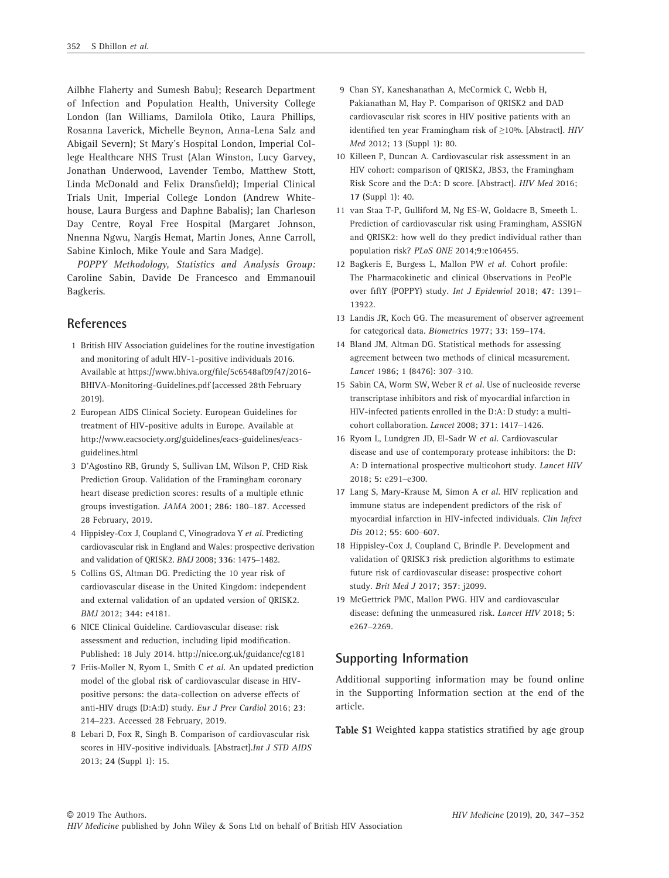Ailbhe Flaherty and Sumesh Babu); Research Department of Infection and Population Health, University College London (Ian Williams, Damilola Otiko, Laura Phillips, Rosanna Laverick, Michelle Beynon, Anna-Lena Salz and Abigail Severn); St Mary's Hospital London, Imperial College Healthcare NHS Trust (Alan Winston, Lucy Garvey, Jonathan Underwood, Lavender Tembo, Matthew Stott, Linda McDonald and Felix Dransfield); Imperial Clinical Trials Unit, Imperial College London (Andrew Whitehouse, Laura Burgess and Daphne Babalis); Ian Charleson Day Centre, Royal Free Hospital (Margaret Johnson, Nnenna Ngwu, Nargis Hemat, Martin Jones, Anne Carroll, Sabine Kinloch, Mike Youle and Sara Madge).

*POPPY Methodology, Statistics and Analysis Group:* Caroline Sabin, Davide De Francesco and Emmanouil Bagkeris.

## References

1. British HIV Association guidelines for the routine investigation and monitoring of adult HIV-1-positive individuals 2016. Available at https://www.bhiva.org/file/5c6548af09f47/2016-BHIVA-Monitoring-Guidelines.pdf (accessed 28th February 2019).
2. European AIDS Clinical Society. European Guidelines for treatment of HIV-positive adults in Europe. Available at http://www.eacsociety.org/guidelines/eacs-guidelines/eacs-guidelines.html
3. D'Agostino RB, Grundy S, Sullivan LM, Wilson P, CHD Risk Prediction Group. Validation of the Framingham coronary heart disease prediction scores: results of a multiple ethnic groups investigation. *JAMA* 2001; **286**: 180–187. Accessed 28 February, 2019.
4. Hippisley-Cox J, Coupland C, Vinogradova Y *et al*. Predicting cardiovascular risk in England and Wales: prospective derivation and validation of QRISK2. *BMJ* 2008; **336**: 1475–1482.
5. Collins GS, Altman DG. Predicting the 10 year risk of cardiovascular disease in the United Kingdom: independent and external validation of an updated version of QRISK2. *BMJ* 2012; **344**: e4181.
6. NICE Clinical Guideline. Cardiovascular disease: risk assessment and reduction, including lipid modification. Published: 18 July 2014. http://nice.org.uk/guidance/cg181
7. Friis-Moller N, Ryom L, Smith C *et al*. An updated prediction model of the global risk of cardiovascular disease in HIV-positive persons: the data-collection on adverse effects of anti-HIV drugs (D:A:D) study. *Eur J Prev Cardiol* 2016; **23**: 214–223. Accessed 28 February, 2019.
8. Lebari D, Fox R, Singh B. Comparison of cardiovascular risk scores in HIV-positive individuals. [Abstract].*Int J STD AIDS* 2013; **24** (Suppl 1): 15.
9. Chan SY, Kaneshanathan A, McCormick C, Webb H, Pakianathan M, Hay P. Comparison of QRISK2 and DAD cardiovascular risk scores in HIV positive patients with an identified ten year Framingham risk of ≥10%. [Abstract]. *HIV Med* 2012; **13** (Suppl 1): 80.
10. Killeen P, Duncan A. Cardiovascular risk assessment in an HIV cohort: comparison of QRISK2, JBS3, the Framingham Risk Score and the D:A: D score. [Abstract]. *HIV Med* 2016; **17** (Suppl 1): 40.
11. van Staa T-P, Gulliford M, Ng ES-W, Goldacre B, Smeeth L. Prediction of cardiovascular risk using Framingham, ASSIGN and QRISK2: how well do they predict individual rather than population risk? *PLoS ONE* 2014;**9**:e106455.
12. Bagkeris E, Burgess L, Mallon PW *et al*. Cohort profile: The Pharmacokinetic and clinical Observations in PeoPle over fiftY (POPPY) study. *Int J Epidemiol* 2018; **47**: 1391–13922.
13. Landis JR, Koch GG. The measurement of observer agreement for categorical data. *Biometrics* 1977; **33**: 159–174.
14. Bland JM, Altman DG. Statistical methods for assessing agreement between two methods of clinical measurement. *Lancet* 1986; **1** (8476): 307–310.
15. Sabin CA, Worm SW, Weber R *et al*. Use of nucleoside reverse transcriptase inhibitors and risk of myocardial infarction in HIV-infected patients enrolled in the D:A: D study: a multi-cohort collaboration. *Lancet* 2008; **371**: 1417–1426.
16. Ryom L, Lundgren JD, El-Sadr W *et al*. Cardiovascular disease and use of contemporary protease inhibitors: the D: A: D international prospective multicohort study. *Lancet HIV* 2018; **5**: e291–e300.
17. Lang S, Mary-Krause M, Simon A *et al*. HIV replication and immune status are independent predictors of the risk of myocardial infarction in HIV-infected individuals. *Clin Infect Dis* 2012; **55**: 600–607.
18. Hippisley-Cox J, Coupland C, Brindle P. Development and validation of QRISK3 risk prediction algorithms to estimate future risk of cardiovascular disease: prospective cohort study. *Brit Med J* 2017; **357**: j2099.
19. McGettrick PMC, Mallon PWG. HIV and cardiovascular disease: defining the unmeasured risk. *Lancet HIV* 2018; **5**: e267–2269.

## Supporting Information

Additional supporting information may be found online in the Supporting Information section at the end of the article.

**Table S1** Weighted kappa statistics stratified by age group